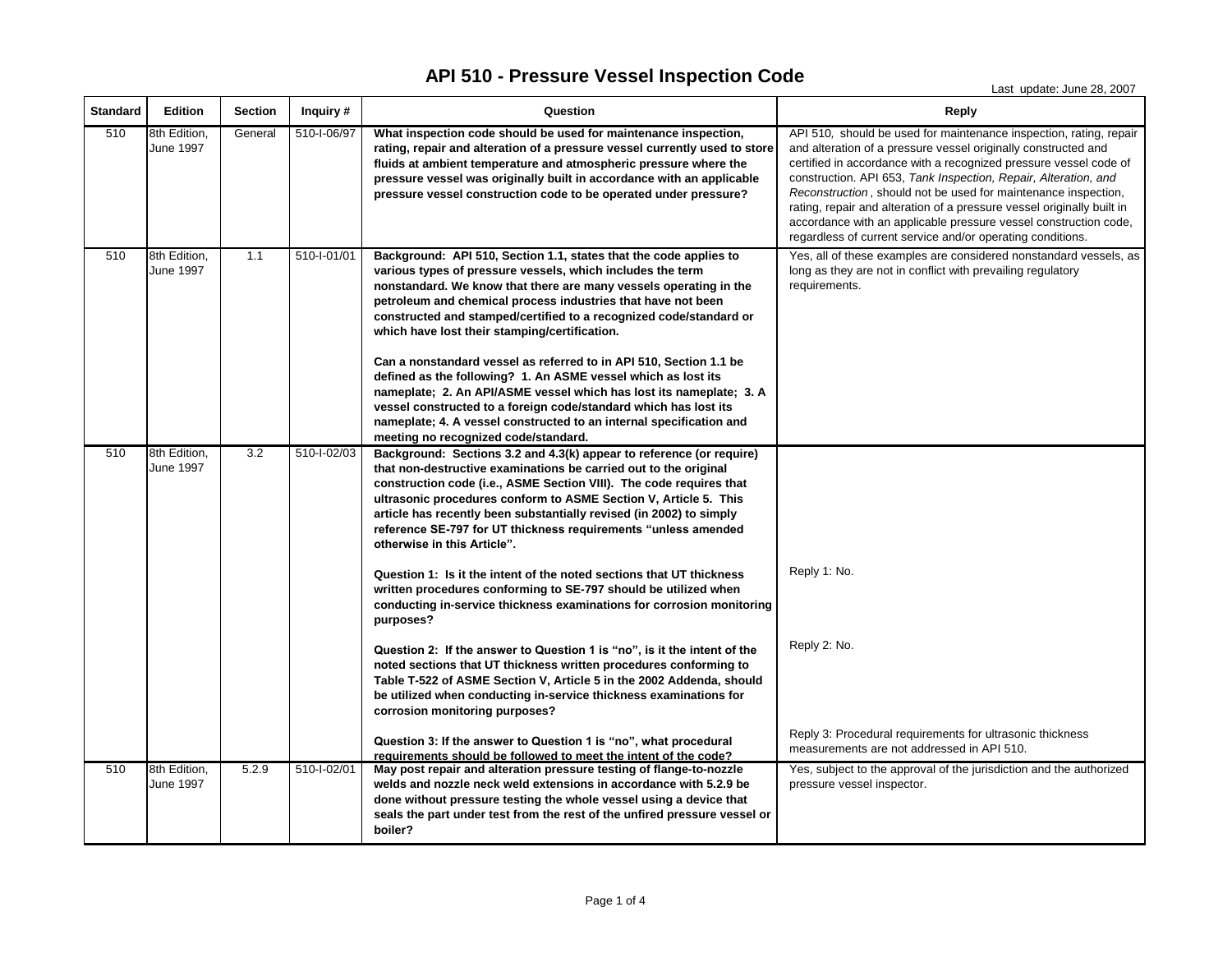# API 510 - Pressure Vessel Inspection Code

Last update: June 28, 2007

| Standard | Edition | Section | Inquiry # | Question | Reply |
|---|---|---|---|---|---|
| 510 | 8th Edition, June 1997 | General | 510-I-06/97 | **What inspection code should be used for maintenance inspection, rating, repair and alteration of a pressure vessel currently used to store fluids at ambient temperature and atmospheric pressure where the pressure vessel was originally built in accordance with an applicable pressure vessel construction code to be operated under pressure?** | API 510, should be used for maintenance inspection, rating, repair and alteration of a pressure vessel originally constructed and certified in accordance with a recognized pressure vessel code of construction. API 653, *Tank Inspection, Repair, Alteration, and Reconstruction*, should not be used for maintenance inspection, rating, repair and alteration of a pressure vessel originally built in accordance with an applicable pressure vessel construction code, regardless of current service and/or operating conditions. |
| 510 | 8th Edition, June 1997 | 1.1 | 510-I-01/01 | **Background: API 510, Section 1.1, states that the code applies to various types of pressure vessels, which includes the term nonstandard. We know that there are many vessels operating in the petroleum and chemical process industries that have not been constructed and stamped/certified to a recognized code/standard or which have lost their stamping/certification.**<br><br>**Can a nonstandard vessel as referred to in API 510, Section 1.1 be defined as the following? 1. An ASME vessel which as lost its nameplate; 2. An API/ASME vessel which has lost its nameplate; 3. A vessel constructed to a foreign code/standard which has lost its nameplate; 4. A vessel constructed to an internal specification and meeting no recognized code/standard.** | Yes, all of these examples are considered nonstandard vessels, as long as they are not in conflict with prevailing regulatory requirements. |
| 510 | 8th Edition, June 1997 | 3.2 | 510-I-02/03 | **Background: Sections 3.2 and 4.3(k) appear to reference (or require) that non-destructive examinations be carried out to the original construction code (i.e., ASME Section VIII). The code requires that ultrasonic procedures conform to ASME Section V, Article 5. This article has recently been substantially revised (in 2002) to simply reference SE-797 for UT thickness requirements "unless amended otherwise in this Article".**<br><br>**Question 1: Is it the intent of the noted sections that UT thickness written procedures conforming to SE-797 should be utilized when conducting in-service thickness examinations for corrosion monitoring purposes?**<br><br>**Question 2: If the answer to Question 1 is "no", is it the intent of the noted sections that UT thickness written procedures conforming to Table T-522 of ASME Section V, Article 5 in the 2002 Addenda, should be utilized when conducting in-service thickness examinations for corrosion monitoring purposes?**<br><br>**Question 3: If the answer to Question 1 is "no", what procedural requirements should be followed to meet the intent of the code?** | Reply 1: No.<br><br>Reply 2: No.<br><br>Reply 3: Procedural requirements for ultrasonic thickness measurements are not addressed in API 510. |
| 510 | 8th Edition, June 1997 | 5.2.9 | 510-I-02/01 | **May post repair and alteration pressure testing of flange-to-nozzle welds and nozzle neck weld extensions in accordance with 5.2.9 be done without pressure testing the whole vessel using a device that seals the part under test from the rest of the unfired pressure vessel or boiler?** | Yes, subject to the approval of the jurisdiction and the authorized pressure vessel inspector. |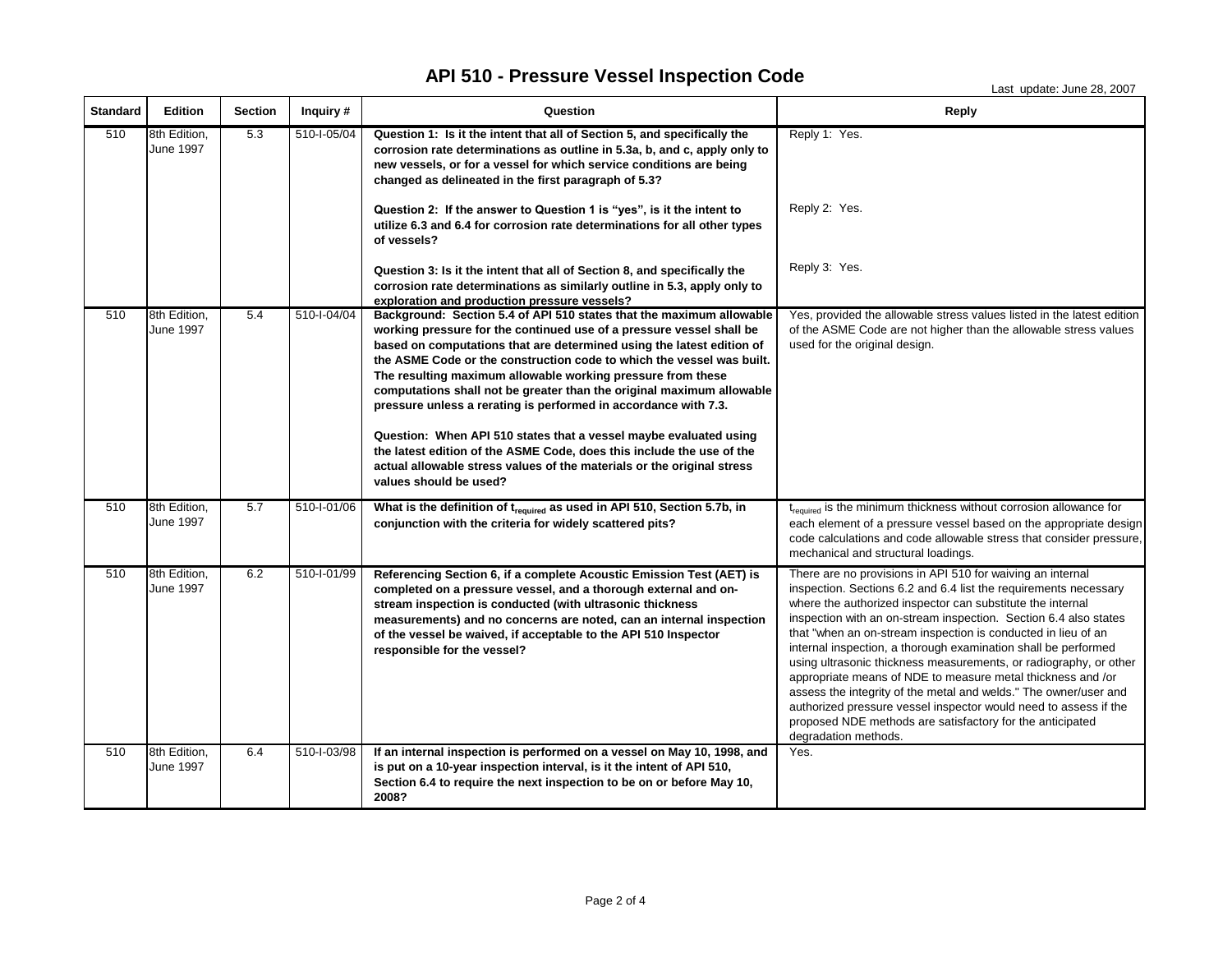# API 510 - Pressure Vessel Inspection Code

Last update: June 28, 2007

| Standard | Edition | Section | Inquiry # | Question | Reply |
|---|---|---|---|---|---|
| 510 | 8th Edition, June 1997 | 5.3 | 510-I-05/04 | **Question 1: Is it the intent that all of Section 5, and specifically the corrosion rate determinations as outline in 5.3a, b, and c, apply only to new vessels, or for a vessel for which service conditions are being changed as delineated in the first paragraph of 5.3?**<br><br>**Question 2: If the answer to Question 1 is "yes", is it the intent to utilize 6.3 and 6.4 for corrosion rate determinations for all other types of vessels?**<br><br>**Question 3: Is it the intent that all of Section 8, and specifically the corrosion rate determinations as similarly outline in 5.3, apply only to exploration and production pressure vessels?** | Reply 1: Yes.<br><br>Reply 2: Yes.<br><br>Reply 3: Yes. |
| 510 | 8th Edition, June 1997 | 5.4 | 510-I-04/04 | **Background: Section 5.4 of API 510 states that the maximum allowable working pressure for the continued use of a pressure vessel shall be based on computations that are determined using the latest edition of the ASME Code or the construction code to which the vessel was built. The resulting maximum allowable working pressure from these computations shall not be greater than the original maximum allowable pressure unless a rerating is performed in accordance with 7.3.**<br><br>**Question: When API 510 states that a vessel maybe evaluated using the latest edition of the ASME Code, does this include the use of the actual allowable stress values of the materials or the original stress values should be used?** | Yes, provided the allowable stress values listed in the latest edition of the ASME Code are not higher than the allowable stress values used for the original design. |
| 510 | 8th Edition, June 1997 | 5.7 | 510-I-01/06 | **What is the definition of $t_{required}$ as used in API 510, Section 5.7b, in conjunction with the criteria for widely scattered pits?** | $t_{required}$ is the minimum thickness without corrosion allowance for each element of a pressure vessel based on the appropriate design code calculations and code allowable stress that consider pressure, mechanical and structural loadings. |
| 510 | 8th Edition, June 1997 | 6.2 | 510-I-01/99 | **Referencing Section 6, if a complete Acoustic Emission Test (AET) is completed on a pressure vessel, and a thorough external and on-stream inspection is conducted (with ultrasonic thickness measurements) and no concerns are noted, can an internal inspection of the vessel be waived, if acceptable to the API 510 Inspector responsible for the vessel?** | There are no provisions in API 510 for waiving an internal inspection. Sections 6.2 and 6.4 list the requirements necessary where the authorized inspector can substitute the internal inspection with an on-stream inspection. Section 6.4 also states that "when an on-stream inspection is conducted in lieu of an internal inspection, a thorough examination shall be performed using ultrasonic thickness measurements, or radiography, or other appropriate means of NDE to measure metal thickness and /or assess the integrity of the metal and welds." The owner/user and authorized pressure vessel inspector would need to assess if the proposed NDE methods are satisfactory for the anticipated degradation methods. |
| 510 | 8th Edition, June 1997 | 6.4 | 510-I-03/98 | **If an internal inspection is performed on a vessel on May 10, 1998, and is put on a 10-year inspection interval, is it the intent of API 510, Section 6.4 to require the next inspection to be on or before May 10, 2008?** | Yes. |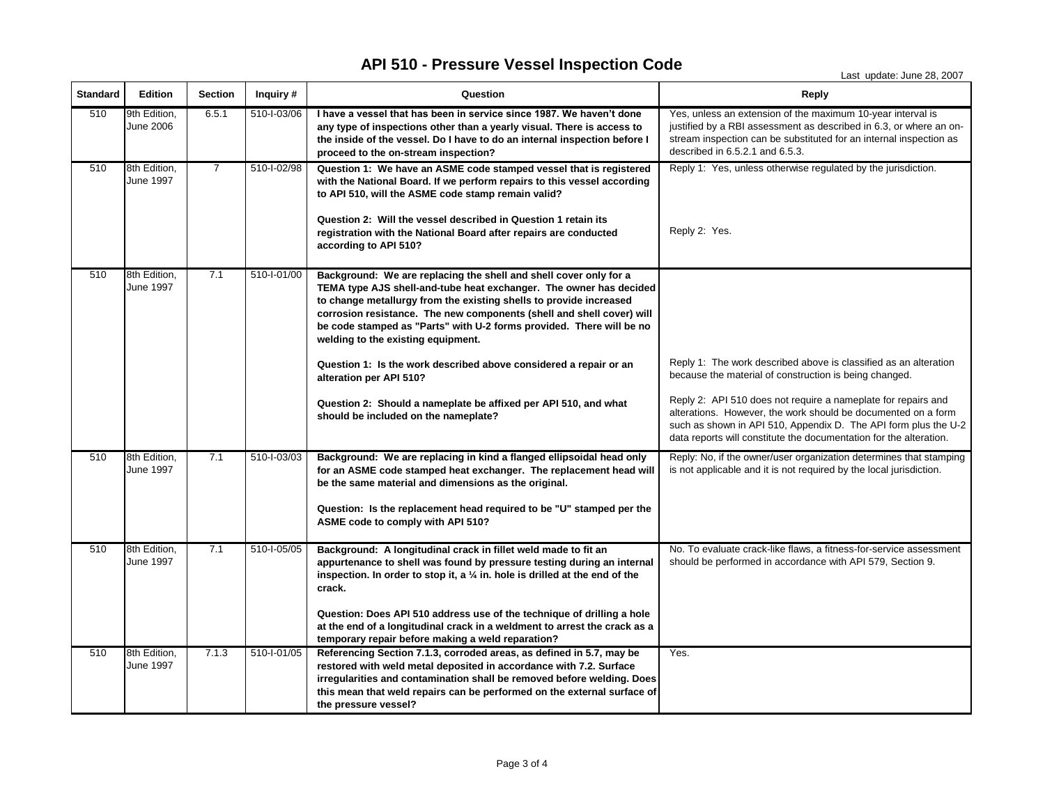# API 510 - Pressure Vessel Inspection Code

Last update: June 28, 2007

| Standard | Edition | Section | Inquiry # | Question | Reply |
|---|---|---|---|---|---|
| 510 | 9th Edition, June 2006 | 6.5.1 | 510-I-03/06 | **I have a vessel that has been in service since 1987. We haven't done any type of inspections other than a yearly visual. There is access to the inside of the vessel. Do I have to do an internal inspection before I proceed to the on-stream inspection?** | Yes, unless an extension of the maximum 10-year interval is justified by a RBI assessment as described in 6.3, or where an on-stream inspection can be substituted for an internal inspection as described in 6.5.2.1 and 6.5.3. |
| 510 | 8th Edition, June 1997 | 7 | 510-I-02/98 | **Question 1: We have an ASME code stamped vessel that is registered with the National Board. If we perform repairs to this vessel according to API 510, will the ASME code stamp remain valid?**<br><br>**Question 2: Will the vessel described in Question 1 retain its registration with the National Board after repairs are conducted according to API 510?** | Reply 1: Yes, unless otherwise regulated by the jurisdiction.<br><br>Reply 2: Yes. |
| 510 | 8th Edition, June 1997 | 7.1 | 510-I-01/00 | **Background: We are replacing the shell and shell cover only for a TEMA type AJS shell-and-tube heat exchanger. The owner has decided to change metallurgy from the existing shells to provide increased corrosion resistance. The new components (shell and shell cover) will be code stamped as "Parts" with U-2 forms provided. There will be no welding to the existing equipment.**<br><br>**Question 1: Is the work described above considered a repair or an alteration per API 510?**<br><br>**Question 2: Should a nameplate be affixed per API 510, and what should be included on the nameplate?** | Reply 1: The work described above is classified as an alteration because the material of construction is being changed.<br><br>Reply 2: API 510 does not require a nameplate for repairs and alterations. However, the work should be documented on a form such as shown in API 510, Appendix D. The API form plus the U-2 data reports will constitute the documentation for the alteration. |
| 510 | 8th Edition, June 1997 | 7.1 | 510-I-03/03 | **Background: We are replacing in kind a flanged ellipsoidal head only for an ASME code stamped heat exchanger. The replacement head will be the same material and dimensions as the original.**<br><br>**Question: Is the replacement head required to be "U" stamped per the ASME code to comply with API 510?** | Reply: No, if the owner/user organization determines that stamping is not applicable and it is not required by the local jurisdiction. |
| 510 | 8th Edition, June 1997 | 7.1 | 510-I-05/05 | **Background: A longitudinal crack in fillet weld made to fit an appurtenance to shell was found by pressure testing during an internal inspection. In order to stop it, a ¼ in. hole is drilled at the end of the crack.**<br><br>**Question: Does API 510 address use of the technique of drilling a hole at the end of a longitudinal crack in a weldment to arrest the crack as a temporary repair before making a weld reparation?** | No. To evaluate crack-like flaws, a fitness-for-service assessment should be performed in accordance with API 579, Section 9. |
| 510 | 8th Edition, June 1997 | 7.1.3 | 510-I-01/05 | **Referencing Section 7.1.3, corroded areas, as defined in 5.7, may be restored with weld metal deposited in accordance with 7.2. Surface irregularities and contamination shall be removed before welding. Does this mean that weld repairs can be performed on the external surface of the pressure vessel?** | Yes. |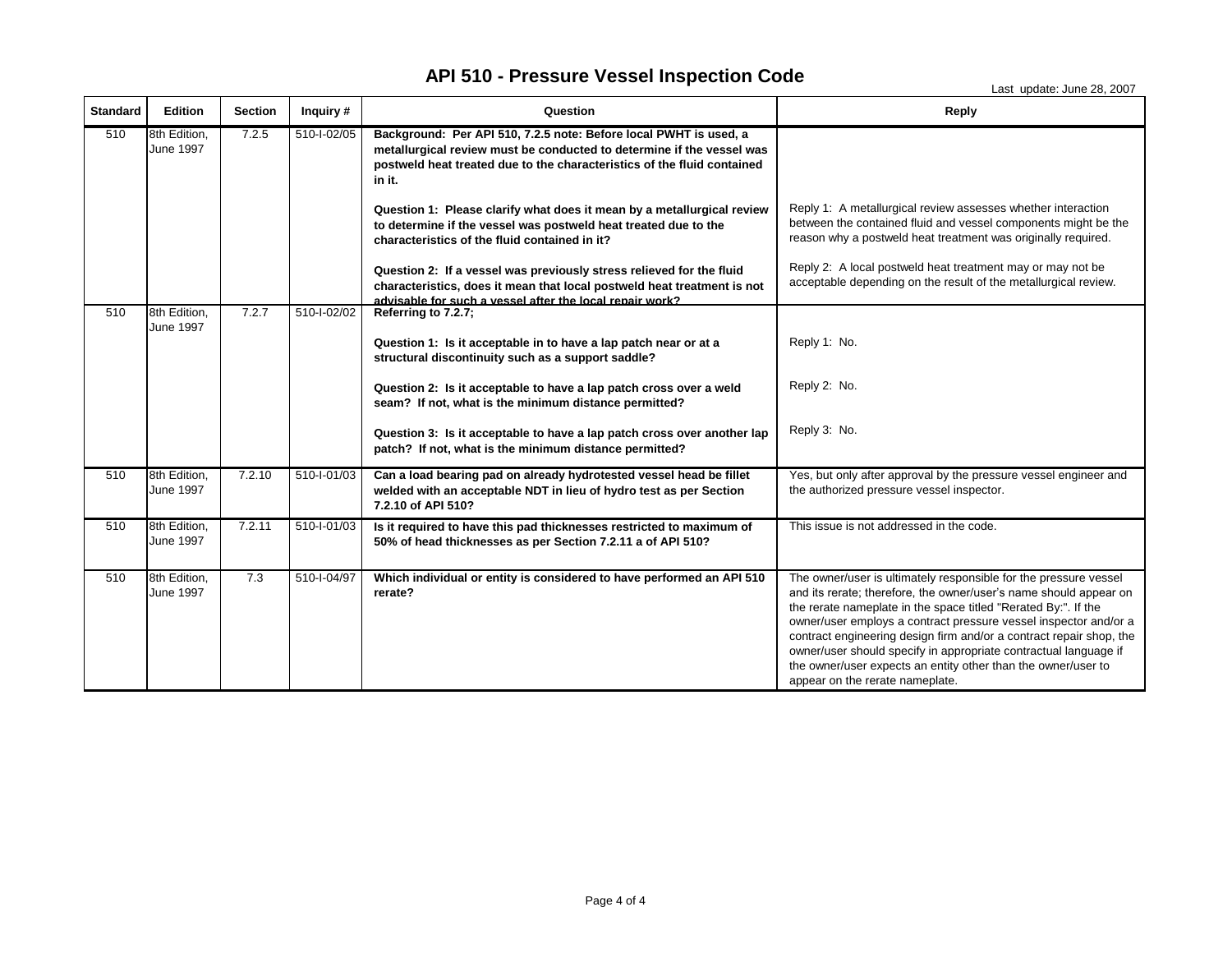# API 510 - Pressure Vessel Inspection Code

Last update: June 28, 2007

| Standard | Edition | Section | Inquiry # | Question | Reply |
|---|---|---|---|---|---|
| 510 | 8th Edition, June 1997 | 7.2.5 | 510-I-02/05 | **Background: Per API 510, 7.2.5 note: Before local PWHT is used, a metallurgical review must be conducted to determine if the vessel was postweld heat treated due to the characteristics of the fluid contained in it.**<br><br>**Question 1: Please clarify what does it mean by a metallurgical review to determine if the vessel was postweld heat treated due to the characteristics of the fluid contained in it?**<br><br>**Question 2: If a vessel was previously stress relieved for the fluid characteristics, does it mean that local postweld heat treatment is not advisable for such a vessel after the local repair work?** | Reply 1: A metallurgical review assesses whether interaction between the contained fluid and vessel components might be the reason why a postweld heat treatment was originally required.<br><br>Reply 2: A local postweld heat treatment may or may not be acceptable depending on the result of the metallurgical review. |
| 510 | 8th Edition, June 1997 | 7.2.7 | 510-I-02/02 | **Referring to 7.2.7;**<br><br>**Question 1: Is it acceptable in to have a lap patch near or at a structural discontinuity such as a support saddle?**<br><br>**Question 2: Is it acceptable to have a lap patch cross over a weld seam? If not, what is the minimum distance permitted?**<br><br>**Question 3: Is it acceptable to have a lap patch cross over another lap patch? If not, what is the minimum distance permitted?** | Reply 1: No.<br><br>Reply 2: No.<br><br>Reply 3: No. |
| 510 | 8th Edition, June 1997 | 7.2.10 | 510-I-01/03 | **Can a load bearing pad on already hydrotested vessel head be fillet welded with an acceptable NDT in lieu of hydro test as per Section 7.2.10 of API 510?** | Yes, but only after approval by the pressure vessel engineer and the authorized pressure vessel inspector. |
| 510 | 8th Edition, June 1997 | 7.2.11 | 510-I-01/03 | **Is it required to have this pad thicknesses restricted to maximum of 50% of head thicknesses as per Section 7.2.11 a of API 510?** | This issue is not addressed in the code. |
| 510 | 8th Edition, June 1997 | 7.3 | 510-I-04/97 | **Which individual or entity is considered to have performed an API 510 rerate?** | The owner/user is ultimately responsible for the pressure vessel and its rerate; therefore, the owner/user's name should appear on the rerate nameplate in the space titled "Rerated By:". If the owner/user employs a contract pressure vessel inspector and/or a contract engineering design firm and/or a contract repair shop, the owner/user should specify in appropriate contractual language if the owner/user expects an entity other than the owner/user to appear on the rerate nameplate. |